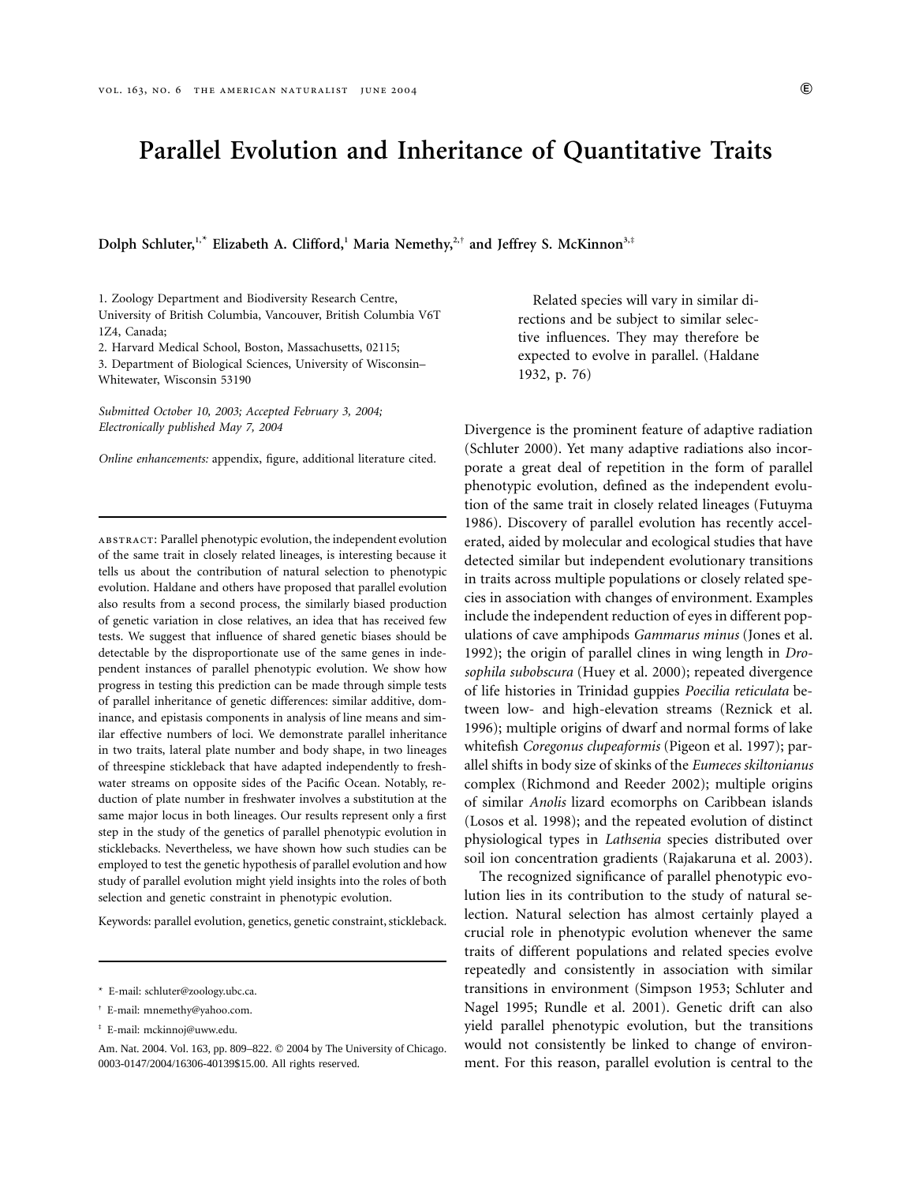# Parallel Evolution and Inheritance of Quantitative Traits

**Dolph Schluter,[1,*] Elizabeth A. Clifford,[1] Maria Nemethy,[2,†] and Jeffrey S. McKinnon[3,‡]**

1. Zoology Department and Biodiversity Research Centre, University of British Columbia, Vancouver, British Columbia V6T 1Z4, Canada;
2. Harvard Medical School, Boston, Massachusetts, 02115;
3. Department of Biological Sciences, University of Wisconsin–Whitewater, Wisconsin 53190

*Submitted October 10, 2003; Accepted February 3, 2004; Electronically published May 7, 2004*

*Online enhancements:* appendix, figure, additional literature cited.

ABSTRACT: Parallel phenotypic evolution, the independent evolution of the same trait in closely related lineages, is interesting because it tells us about the contribution of natural selection to phenotypic evolution. Haldane and others have proposed that parallel evolution also results from a second process, the similarly biased production of genetic variation in close relatives, an idea that has received few tests. We suggest that influence of shared genetic biases should be detectable by the disproportionate use of the same genes in independent instances of parallel phenotypic evolution. We show how progress in testing this prediction can be made through simple tests of parallel inheritance of genetic differences: similar additive, dominance, and epistasis components in analysis of line means and similar effective numbers of loci. We demonstrate parallel inheritance in two traits, lateral plate number and body shape, in two lineages of threespine stickleback that have adapted independently to freshwater streams on opposite sides of the Pacific Ocean. Notably, reduction of plate number in freshwater involves a substitution at the same major locus in both lineages. Our results represent only a first step in the study of the genetics of parallel phenotypic evolution in sticklebacks. Nevertheless, we have shown how such studies can be employed to test the genetic hypothesis of parallel evolution and how study of parallel evolution might yield insights into the roles of both selection and genetic constraint in phenotypic evolution.

Keywords: parallel evolution, genetics, genetic constraint, stickleback.

\* E-mail: schluter@zoology.ubc.ca.

† E-mail: mnemethy@yahoo.com.

‡ E-mail: mckinnoj@uww.edu.

Am. Nat. 2004. Vol. 163, pp. 809–822. © 2004 by The University of Chicago. 0003-0147/2004/16306-40139$15.00. All rights reserved.

> Related species will vary in similar directions and be subject to similar selective influences. They may therefore be expected to evolve in parallel. (Haldane 1932, p. 76)

Divergence is the prominent feature of adaptive radiation (Schluter 2000). Yet many adaptive radiations also incorporate a great deal of repetition in the form of parallel phenotypic evolution, defined as the independent evolution of the same trait in closely related lineages (Futuyma 1986). Discovery of parallel evolution has recently accelerated, aided by molecular and ecological studies that have detected similar but independent evolutionary transitions in traits across multiple populations or closely related species in association with changes of environment. Examples include the independent reduction of eyes in different populations of cave amphipods *Gammarus minus* (Jones et al. 1992); the origin of parallel clines in wing length in *Drosophila subobscura* (Huey et al. 2000); repeated divergence of life histories in Trinidad guppies *Poecilia reticulata* between low- and high-elevation streams (Reznick et al. 1996); multiple origins of dwarf and normal forms of lake whitefish *Coregonus clupeaformis* (Pigeon et al. 1997); parallel shifts in body size of skinks of the *Eumeces skiltonianus* complex (Richmond and Reeder 2002); multiple origins of similar *Anolis* lizard ecomorphs on Caribbean islands (Losos et al. 1998); and the repeated evolution of distinct physiological types in *Lathsenia* species distributed over soil ion concentration gradients (Rajakaruna et al. 2003).

The recognized significance of parallel phenotypic evolution lies in its contribution to the study of natural selection. Natural selection has almost certainly played a crucial role in phenotypic evolution whenever the same traits of different populations and related species evolve repeatedly and consistently in association with similar transitions in environment (Simpson 1953; Schluter and Nagel 1995; Rundle et al. 2001). Genetic drift can also yield parallel phenotypic evolution, but the transitions would not consistently be linked to change of environment. For this reason, parallel evolution is central to the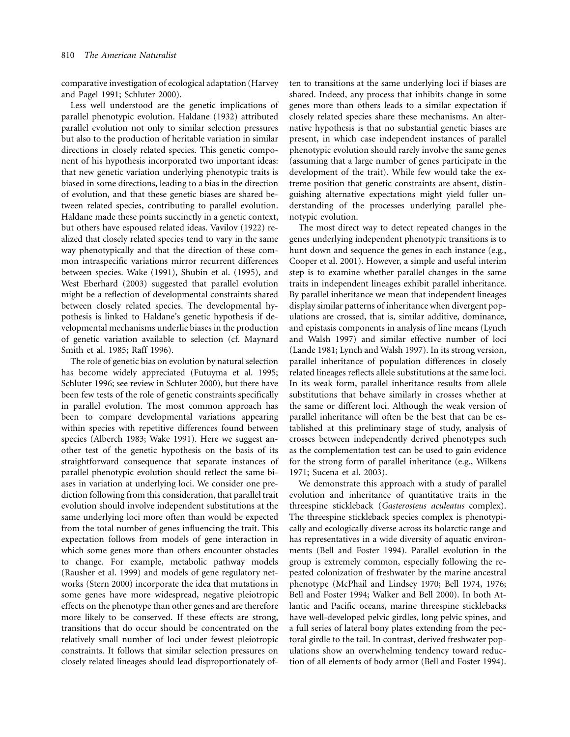comparative investigation of ecological adaptation (Harvey and Pagel 1991; Schluter 2000).

Less well understood are the genetic implications of parallel phenotypic evolution. Haldane (1932) attributed parallel evolution not only to similar selection pressures but also to the production of heritable variation in similar directions in closely related species. This genetic component of his hypothesis incorporated two important ideas: that new genetic variation underlying phenotypic traits is biased in some directions, leading to a bias in the direction of evolution, and that these genetic biases are shared between related species, contributing to parallel evolution. Haldane made these points succinctly in a genetic context, but others have espoused related ideas. Vavilov (1922) realized that closely related species tend to vary in the same way phenotypically and that the direction of these common intraspecific variations mirror recurrent differences between species. Wake (1991), Shubin et al. (1995), and West Eberhard (2003) suggested that parallel evolution might be a reflection of developmental constraints shared between closely related species. The developmental hypothesis is linked to Haldane's genetic hypothesis if developmental mechanisms underlie biases in the production of genetic variation available to selection (cf. Maynard Smith et al. 1985; Raff 1996).

The role of genetic bias on evolution by natural selection has become widely appreciated (Futuyma et al. 1995; Schluter 1996; see review in Schluter 2000), but there have been few tests of the role of genetic constraints specifically in parallel evolution. The most common approach has been to compare developmental variations appearing within species with repetitive differences found between species (Alberch 1983; Wake 1991). Here we suggest another test of the genetic hypothesis on the basis of its straightforward consequence that separate instances of parallel phenotypic evolution should reflect the same biases in variation at underlying loci. We consider one prediction following from this consideration, that parallel trait evolution should involve independent substitutions at the same underlying loci more often than would be expected from the total number of genes influencing the trait. This expectation follows from models of gene interaction in which some genes more than others encounter obstacles to change. For example, metabolic pathway models (Rausher et al. 1999) and models of gene regulatory networks (Stern 2000) incorporate the idea that mutations in some genes have more widespread, negative pleiotropic effects on the phenotype than other genes and are therefore more likely to be conserved. If these effects are strong, transitions that do occur should be concentrated on the relatively small number of loci under fewest pleiotropic constraints. It follows that similar selection pressures on closely related lineages should lead disproportionately often to transitions at the same underlying loci if biases are shared. Indeed, any process that inhibits change in some genes more than others leads to a similar expectation if closely related species share these mechanisms. An alternative hypothesis is that no substantial genetic biases are present, in which case independent instances of parallel phenotypic evolution should rarely involve the same genes (assuming that a large number of genes participate in the development of the trait). While few would take the extreme position that genetic constraints are absent, distinguishing alternative expectations might yield fuller understanding of the processes underlying parallel phenotypic evolution.

The most direct way to detect repeated changes in the genes underlying independent phenotypic transitions is to hunt down and sequence the genes in each instance (e.g., Cooper et al. 2001). However, a simple and useful interim step is to examine whether parallel changes in the same traits in independent lineages exhibit parallel inheritance. By parallel inheritance we mean that independent lineages display similar patterns of inheritance when divergent populations are crossed, that is, similar additive, dominance, and epistasis components in analysis of line means (Lynch and Walsh 1997) and similar effective number of loci (Lande 1981; Lynch and Walsh 1997). In its strong version, parallel inheritance of population differences in closely related lineages reflects allele substitutions at the same loci. In its weak form, parallel inheritance results from allele substitutions that behave similarly in crosses whether at the same or different loci. Although the weak version of parallel inheritance will often be the best that can be established at this preliminary stage of study, analysis of crosses between independently derived phenotypes such as the complementation test can be used to gain evidence for the strong form of parallel inheritance (e.g., Wilkens 1971; Sucena et al. 2003).

We demonstrate this approach with a study of parallel evolution and inheritance of quantitative traits in the threespine stickleback (*Gasterosteus aculeatus* complex). The threespine stickleback species complex is phenotypically and ecologically diverse across its holarctic range and has representatives in a wide diversity of aquatic environments (Bell and Foster 1994). Parallel evolution in the group is extremely common, especially following the repeated colonization of freshwater by the marine ancestral phenotype (McPhail and Lindsey 1970; Bell 1974, 1976; Bell and Foster 1994; Walker and Bell 2000). In both Atlantic and Pacific oceans, marine threespine sticklebacks have well-developed pelvic girdles, long pelvic spines, and a full series of lateral bony plates extending from the pectoral girdle to the tail. In contrast, derived freshwater populations show an overwhelming tendency toward reduction of all elements of body armor (Bell and Foster 1994).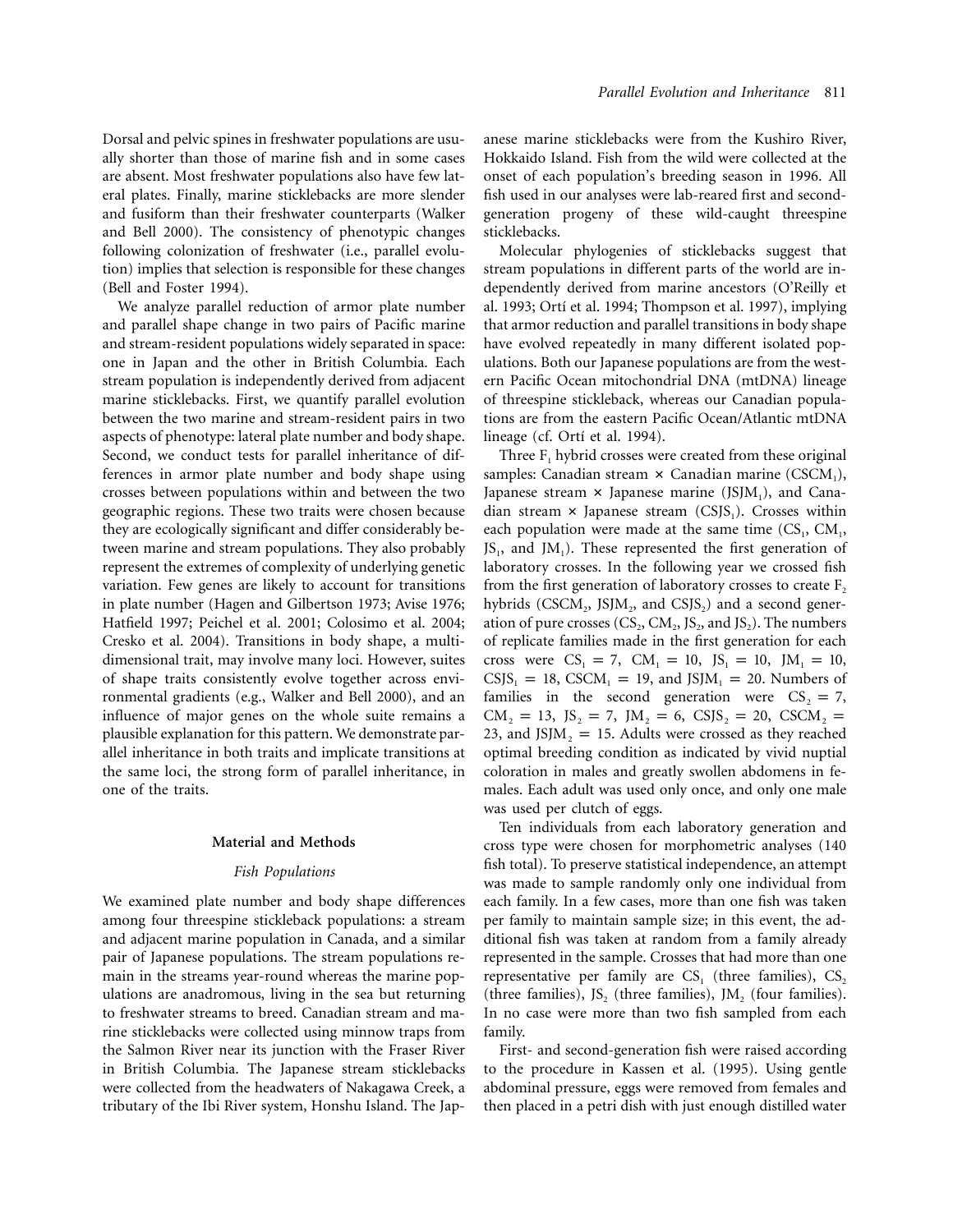Dorsal and pelvic spines in freshwater populations are usually shorter than those of marine fish and in some cases are absent. Most freshwater populations also have few lateral plates. Finally, marine sticklebacks are more slender and fusiform than their freshwater counterparts (Walker and Bell 2000). The consistency of phenotypic changes following colonization of freshwater (i.e., parallel evolution) implies that selection is responsible for these changes (Bell and Foster 1994).

We analyze parallel reduction of armor plate number and parallel shape change in two pairs of Pacific marine and stream-resident populations widely separated in space: one in Japan and the other in British Columbia. Each stream population is independently derived from adjacent marine sticklebacks. First, we quantify parallel evolution between the two marine and stream-resident pairs in two aspects of phenotype: lateral plate number and body shape. Second, we conduct tests for parallel inheritance of differences in armor plate number and body shape using crosses between populations within and between the two geographic regions. These two traits were chosen because they are ecologically significant and differ considerably between marine and stream populations. They also probably represent the extremes of complexity of underlying genetic variation. Few genes are likely to account for transitions in plate number (Hagen and Gilbertson 1973; Avise 1976; Hatfield 1997; Peichel et al. 2001; Colosimo et al. 2004; Cresko et al. 2004). Transitions in body shape, a multidimensional trait, may involve many loci. However, suites of shape traits consistently evolve together across environmental gradients (e.g., Walker and Bell 2000), and an influence of major genes on the whole suite remains a plausible explanation for this pattern. We demonstrate parallel inheritance in both traits and implicate transitions at the same loci, the strong form of parallel inheritance, in one of the traits.

## Material and Methods

### Fish Populations

We examined plate number and body shape differences among four threespine stickleback populations: a stream and adjacent marine population in Canada, and a similar pair of Japanese populations. The stream populations remain in the streams year-round whereas the marine populations are anadromous, living in the sea but returning to freshwater streams to breed. Canadian stream and marine sticklebacks were collected using minnow traps from the Salmon River near its junction with the Fraser River in British Columbia. The Japanese stream sticklebacks were collected from the headwaters of Nakagawa Creek, a tributary of the Ibi River system, Honshu Island. The Japanese marine sticklebacks were from the Kushiro River, Hokkaido Island. Fish from the wild were collected at the onset of each population's breeding season in 1996. All fish used in our analyses were lab-reared first and second-generation progeny of these wild-caught threespine sticklebacks.

Molecular phylogenies of sticklebacks suggest that stream populations in different parts of the world are independently derived from marine ancestors (O'Reilly et al. 1993; Ortí et al. 1994; Thompson et al. 1997), implying that armor reduction and parallel transitions in body shape have evolved repeatedly in many different isolated populations. Both our Japanese populations are from the western Pacific Ocean mitochondrial DNA (mtDNA) lineage of threespine stickleback, whereas our Canadian populations are from the eastern Pacific Ocean/Atlantic mtDNA lineage (cf. Ortí et al. 1994).

Three $F_1$ hybrid crosses were created from these original samples: Canadian stream × Canadian marine ($CSCM_1$), Japanese stream × Japanese marine ($JSJM_1$), and Canadian stream × Japanese stream ($CSJS_1$). Crosses within each population were made at the same time ($CS_1$, $CM_1$, $JS_1$, and $JM_1$). These represented the first generation of laboratory crosses. In the following year we crossed fish from the first generation of laboratory crosses to create $F_2$ hybrids ($CSCM_2$, $JSJM_2$, and $CSJS_2$) and a second generation of pure crosses ($CS_2$, $CM_2$, $JS_2$, and $JS_2$). The numbers of replicate families made in the first generation for each cross were $CS_1 = 7$, $CM_1 = 10$, $JS_1 = 10$, $JM_1 = 10$, $CSJS_1 = 18$, $CSCM_1 = 19$, and $JSJM_1 = 20$. Numbers of families in the second generation were $CS_2 = 7$, $CM_2 = 13$, $JS_2 = 7$, $JM_2 = 6$, $CSJS_2 = 20$, $CSCM_2 = 23$, and $JSJM_2 = 15$. Adults were crossed as they reached optimal breeding condition as indicated by vivid nuptial coloration in males and greatly swollen abdomens in females. Each adult was used only once, and only one male was used per clutch of eggs.

Ten individuals from each laboratory generation and cross type were chosen for morphometric analyses (140 fish total). To preserve statistical independence, an attempt was made to sample randomly only one individual from each family. In a few cases, more than one fish was taken per family to maintain sample size; in this event, the additional fish was taken at random from a family already represented in the sample. Crosses that had more than one representative per family are $CS_1$ (three families), $CS_2$ (three families), $JS_2$ (three families), $JM_2$ (four families). In no case were more than two fish sampled from each family.

First- and second-generation fish were raised according to the procedure in Kassen et al. (1995). Using gentle abdominal pressure, eggs were removed from females and then placed in a petri dish with just enough distilled water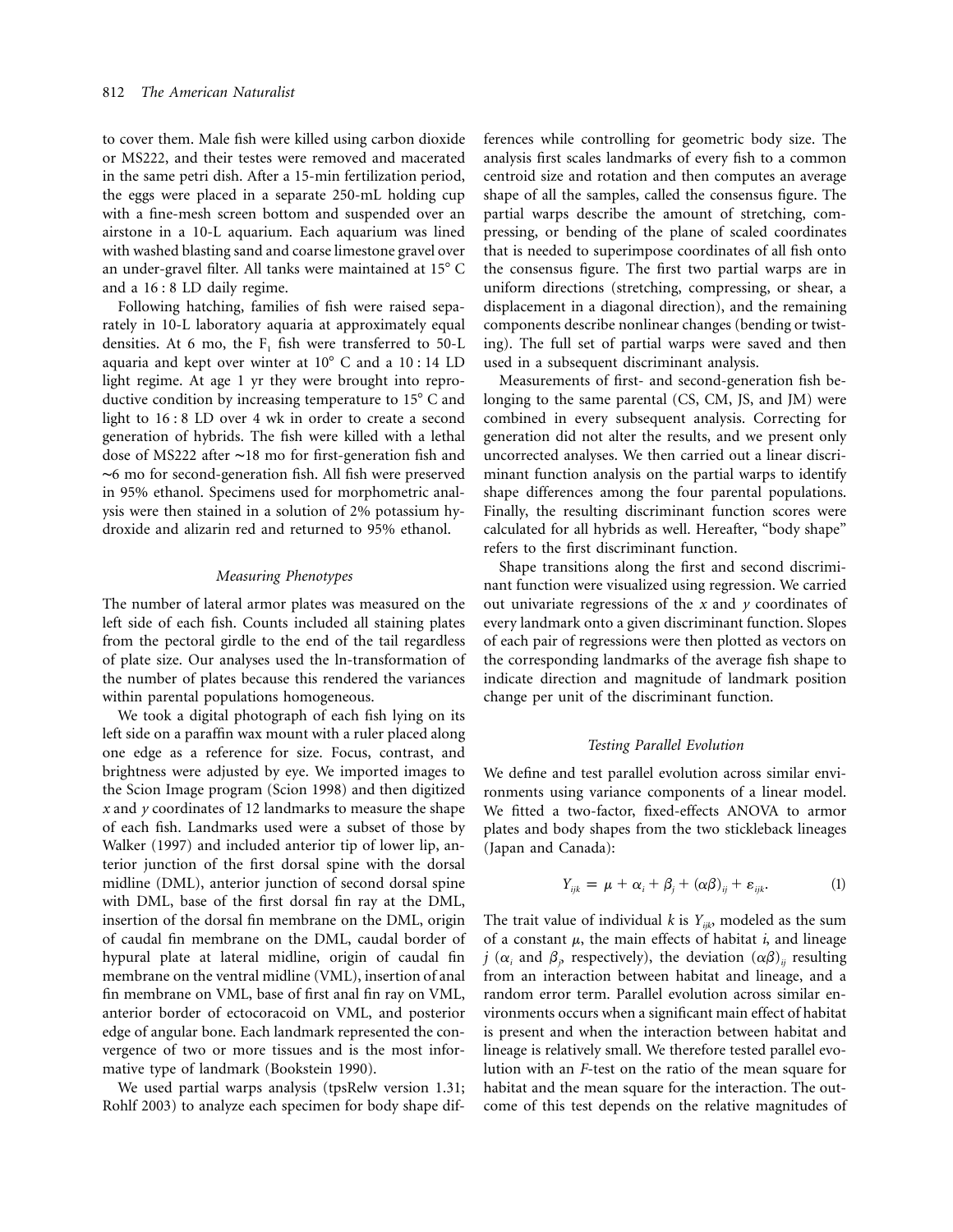to cover them. Male fish were killed using carbon dioxide or MS222, and their testes were removed and macerated in the same petri dish. After a 15-min fertilization period, the eggs were placed in a separate 250-mL holding cup with a fine-mesh screen bottom and suspended over an airstone in a 10-L aquarium. Each aquarium was lined with washed blasting sand and coarse limestone gravel over an under-gravel filter. All tanks were maintained at 15° C and a 16 : 8 LD daily regime.

Following hatching, families of fish were raised separately in 10-L laboratory aquaria at approximately equal densities. At 6 mo, the $F_1$ fish were transferred to 50-L aquaria and kept over winter at 10° C and a 10 : 14 LD light regime. At age 1 yr they were brought into reproductive condition by increasing temperature to 15° C and light to 16 : 8 LD over 4 wk in order to create a second generation of hybrids. The fish were killed with a lethal dose of MS222 after ∼18 mo for first-generation fish and ∼6 mo for second-generation fish. All fish were preserved in 95% ethanol. Specimens used for morphometric analysis were then stained in a solution of 2% potassium hydroxide and alizarin red and returned to 95% ethanol.

### *Measuring Phenotypes*

The number of lateral armor plates was measured on the left side of each fish. Counts included all staining plates from the pectoral girdle to the end of the tail regardless of plate size. Our analyses used the ln-transformation of the number of plates because this rendered the variances within parental populations homogeneous.

We took a digital photograph of each fish lying on its left side on a paraffin wax mount with a ruler placed along one edge as a reference for size. Focus, contrast, and brightness were adjusted by eye. We imported images to the Scion Image program (Scion 1998) and then digitized $x$ and $y$ coordinates of 12 landmarks to measure the shape of each fish. Landmarks used were a subset of those by Walker (1997) and included anterior tip of lower lip, anterior junction of the first dorsal spine with the dorsal midline (DML), anterior junction of second dorsal spine with DML, base of the first dorsal fin ray at the DML, insertion of the dorsal fin membrane on the DML, origin of caudal fin membrane on the DML, caudal border of hypural plate at lateral midline, origin of caudal fin membrane on the ventral midline (VML), insertion of anal fin membrane on VML, base of first anal fin ray on VML, anterior border of ectocoracoid on VML, and posterior edge of angular bone. Each landmark represented the convergence of two or more tissues and is the most informative type of landmark (Bookstein 1990).

We used partial warps analysis (tpsRelw version 1.31; Rohlf 2003) to analyze each specimen for body shape differences while controlling for geometric body size. The analysis first scales landmarks of every fish to a common centroid size and rotation and then computes an average shape of all the samples, called the consensus figure. The partial warps describe the amount of stretching, compressing, or bending of the plane of scaled coordinates that is needed to superimpose coordinates of all fish onto the consensus figure. The first two partial warps are in uniform directions (stretching, compressing, or shear, a displacement in a diagonal direction), and the remaining components describe nonlinear changes (bending or twisting). The full set of partial warps were saved and then used in a subsequent discriminant analysis.

Measurements of first- and second-generation fish belonging to the same parental (CS, CM, JS, and JM) were combined in every subsequent analysis. Correcting for generation did not alter the results, and we present only uncorrected analyses. We then carried out a linear discriminant function analysis on the partial warps to identify shape differences among the four parental populations. Finally, the resulting discriminant function scores were calculated for all hybrids as well. Hereafter, "body shape" refers to the first discriminant function.

Shape transitions along the first and second discriminant function were visualized using regression. We carried out univariate regressions of the $x$ and $y$ coordinates of every landmark onto a given discriminant function. Slopes of each pair of regressions were then plotted as vectors on the corresponding landmarks of the average fish shape to indicate direction and magnitude of landmark position change per unit of the discriminant function.

### *Testing Parallel Evolution*

We define and test parallel evolution across similar environments using variance components of a linear model. We fitted a two-factor, fixed-effects ANOVA to armor plates and body shapes from the two stickleback lineages (Japan and Canada):

$$Y_{ijk} = \mu + \alpha_i + \beta_j + (\alpha\beta)_{ij} + \varepsilon_{ijk}. \quad (1)$$

The trait value of individual $k$ is $Y_{ijk}$, modeled as the sum of a constant $\mu$, the main effects of habitat $i$, and lineage $j$ ($\alpha_i$ and $\beta_j$, respectively), the deviation $(\alpha\beta)_{ij}$ resulting from an interaction between habitat and lineage, and a random error term. Parallel evolution across similar environments occurs when a significant main effect of habitat is present and when the interaction between habitat and lineage is relatively small. We therefore tested parallel evolution with an $F$-test on the ratio of the mean square for habitat and the mean square for the interaction. The outcome of this test depends on the relative magnitudes of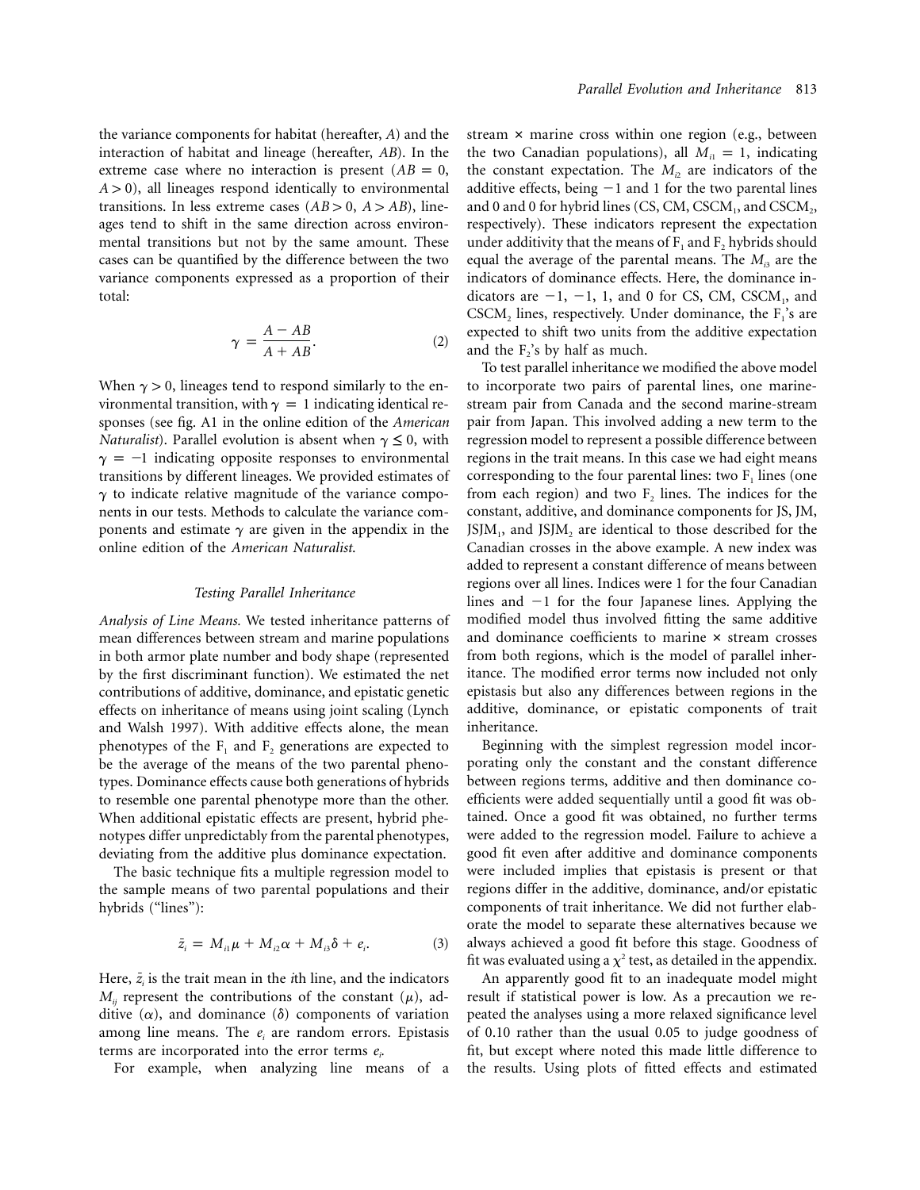the variance components for habitat (hereafter, $A$) and the interaction of habitat and lineage (hereafter, $AB$). In the extreme case where no interaction is present ($AB = 0$, $A > 0$), all lineages respond identically to environmental transitions. In less extreme cases ($AB > 0$, $A > AB$), lineages tend to shift in the same direction across environmental transitions but not by the same amount. These cases can be quantified by the difference between the two variance components expressed as a proportion of their total:

$$\gamma = \frac{A - AB}{A + AB}. \tag{2}$$

When $\gamma > 0$, lineages tend to respond similarly to the environmental transition, with $\gamma = 1$ indicating identical responses (see fig. A1 in the online edition of the *American Naturalist*). Parallel evolution is absent when $\gamma \leq 0$, with $\gamma = -1$ indicating opposite responses to environmental transitions by different lineages. We provided estimates of $\gamma$ to indicate relative magnitude of the variance components in our tests. Methods to calculate the variance components and estimate $\gamma$ are given in the appendix in the online edition of the *American Naturalist*.

### *Testing Parallel Inheritance*

*Analysis of Line Means.* We tested inheritance patterns of mean differences between stream and marine populations in both armor plate number and body shape (represented by the first discriminant function). We estimated the net contributions of additive, dominance, and epistatic genetic effects on inheritance of means using joint scaling (Lynch and Walsh 1997). With additive effects alone, the mean phenotypes of the $F_1$ and $F_2$ generations are expected to be the average of the means of the two parental phenotypes. Dominance effects cause both generations of hybrids to resemble one parental phenotype more than the other. When additional epistatic effects are present, hybrid phenotypes differ unpredictably from the parental phenotypes, deviating from the additive plus dominance expectation.

The basic technique fits a multiple regression model to the sample means of two parental populations and their hybrids ("lines"):

$$\bar{z}_i = M_{i1}\mu + M_{i2}\alpha + M_{i3}\delta + e_i. \tag{3}$$

Here, $\bar{z}_i$ is the trait mean in the $i$th line, and the indicators $M_{ij}$ represent the contributions of the constant ($\mu$), additive ($\alpha$), and dominance ($\delta$) components of variation among line means. The $e_i$ are random errors. Epistasis terms are incorporated into the error terms $e_i$.

For example, when analyzing line means of a stream × marine cross within one region (e.g., between the two Canadian populations), all $M_{i1} = 1$, indicating the constant expectation. The $M_{i2}$ are indicators of the additive effects, being $-1$ and 1 for the two parental lines and 0 and 0 for hybrid lines (CS, CM, $CSCM_1$, and $CSCM_2$, respectively). These indicators represent the expectation under additivity that the means of $F_1$ and $F_2$ hybrids should equal the average of the parental means. The $M_{i3}$ are the indicators of dominance effects. Here, the dominance indicators are $-1$, $-1$, 1, and 0 for CS, CM, $CSCM_1$, and $CSCM_2$ lines, respectively. Under dominance, the $F_1$'s are expected to shift two units from the additive expectation and the $F_2$'s by half as much.

To test parallel inheritance we modified the above model to incorporate two pairs of parental lines, one marine-stream pair from Canada and the second marine-stream pair from Japan. This involved adding a new term to the regression model to represent a possible difference between regions in the trait means. In this case we had eight means corresponding to the four parental lines: two $F_1$ lines (one from each region) and two $F_2$ lines. The indices for the constant, additive, and dominance components for JS, JM, $JSJM_1$, and $JSJM_2$ are identical to those described for the Canadian crosses in the above example. A new index was added to represent a constant difference of means between regions over all lines. Indices were 1 for the four Canadian lines and $-1$ for the four Japanese lines. Applying the modified model thus involved fitting the same additive and dominance coefficients to marine × stream crosses from both regions, which is the model of parallel inheritance. The modified error terms now included not only epistasis but also any differences between regions in the additive, dominance, or epistatic components of trait inheritance.

Beginning with the simplest regression model incorporating only the constant and the constant difference between regions terms, additive and then dominance coefficients were added sequentially until a good fit was obtained. Once a good fit was obtained, no further terms were added to the regression model. Failure to achieve a good fit even after additive and dominance components were included implies that epistasis is present or that regions differ in the additive, dominance, and/or epistatic components of trait inheritance. We did not further elaborate the model to separate these alternatives because we always achieved a good fit before this stage. Goodness of fit was evaluated using a $\chi^2$ test, as detailed in the appendix.

An apparently good fit to an inadequate model might result if statistical power is low. As a precaution we repeated the analyses using a more relaxed significance level of 0.10 rather than the usual 0.05 to judge goodness of fit, but except where noted this made little difference to the results. Using plots of fitted effects and estimated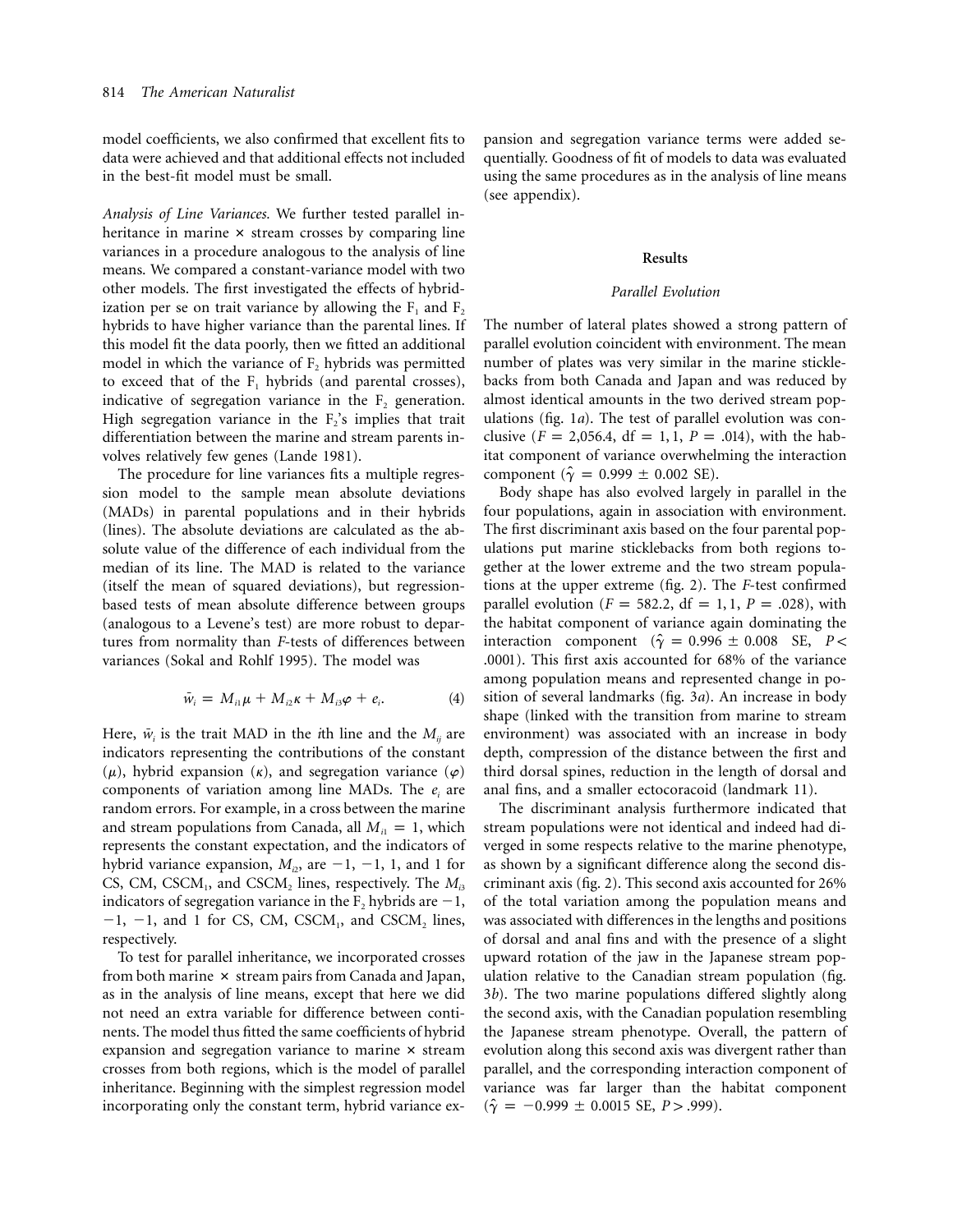model coefficients, we also confirmed that excellent fits to data were achieved and that additional effects not included in the best-fit model must be small.

*Analysis of Line Variances.* We further tested parallel inheritance in marine × stream crosses by comparing line variances in a procedure analogous to the analysis of line means. We compared a constant-variance model with two other models. The first investigated the effects of hybridization per se on trait variance by allowing the $F_1$ and $F_2$ hybrids to have higher variance than the parental lines. If this model fit the data poorly, then we fitted an additional model in which the variance of $F_2$ hybrids was permitted to exceed that of the $F_1$ hybrids (and parental crosses), indicative of segregation variance in the $F_2$ generation. High segregation variance in the $F_2$'s implies that trait differentiation between the marine and stream parents involves relatively few genes (Lande 1981).

The procedure for line variances fits a multiple regression model to the sample mean absolute deviations (MADs) in parental populations and in their hybrids (lines). The absolute deviations are calculated as the absolute value of the difference of each individual from the median of its line. The MAD is related to the variance (itself the mean of squared deviations), but regression-based tests of mean absolute difference between groups (analogous to a Levene's test) are more robust to departures from normality than *F*-tests of differences between variances (Sokal and Rohlf 1995). The model was

$$\bar{w}_i = M_{i1}\mu + M_{i2}\kappa + M_{i3}\varphi + e_i. \qquad (4)$$

Here, $\bar{w}_i$ is the trait MAD in the *i*th line and the $M_{ij}$ are indicators representing the contributions of the constant ($\mu$), hybrid expansion ($\kappa$), and segregation variance ($\varphi$) components of variation among line MADs. The $e_i$ are random errors. For example, in a cross between the marine and stream populations from Canada, all $M_{i1} = 1$, which represents the constant expectation, and the indicators of hybrid variance expansion, $M_{i2}$, are $-1$, $-1$, 1, and 1 for CS, CM, $CSCM_1$, and $CSCM_2$ lines, respectively. The $M_{i3}$ indicators of segregation variance in the $F_2$ hybrids are $-1$, $-1$, $-1$, and 1 for CS, CM, $CSCM_1$, and $CSCM_2$ lines, respectively.

To test for parallel inheritance, we incorporated crosses from both marine × stream pairs from Canada and Japan, as in the analysis of line means, except that here we did not need an extra variable for difference between continents. The model thus fitted the same coefficients of hybrid expansion and segregation variance to marine × stream crosses from both regions, which is the model of parallel inheritance. Beginning with the simplest regression model incorporating only the constant term, hybrid variance expansion and segregation variance terms were added sequentially. Goodness of fit of models to data was evaluated using the same procedures as in the analysis of line means (see appendix).

## Results

### *Parallel Evolution*

The number of lateral plates showed a strong pattern of parallel evolution coincident with environment. The mean number of plates was very similar in the marine sticklebacks from both Canada and Japan and was reduced by almost identical amounts in the two derived stream populations (fig. 1*a*). The test of parallel evolution was conclusive ($F = 2{,}056.4$, $\text{df} = 1, 1$, $P = .014$), with the habitat component of variance overwhelming the interaction component ($\hat{\gamma} = 0.999 \pm 0.002$ SE).

Body shape has also evolved largely in parallel in the four populations, again in association with environment. The first discriminant axis based on the four parental populations put marine sticklebacks from both regions together at the lower extreme and the two stream populations at the upper extreme (fig. 2). The *F*-test confirmed parallel evolution ($F = 582.2$, $\text{df} = 1, 1$, $P = .028$), with the habitat component of variance again dominating the interaction component ($\hat{\gamma} = 0.996 \pm 0.008$ SE, $P < .0001$). This first axis accounted for 68% of the variance among population means and represented change in position of several landmarks (fig. 3*a*). An increase in body shape (linked with the transition from marine to stream environment) was associated with an increase in body depth, compression of the distance between the first and third dorsal spines, reduction in the length of dorsal and anal fins, and a smaller ectocoracoid (landmark 11).

The discriminant analysis furthermore indicated that stream populations were not identical and indeed had diverged in some respects relative to the marine phenotype, as shown by a significant difference along the second discriminant axis (fig. 2). This second axis accounted for 26% of the total variation among the population means and was associated with differences in the lengths and positions of dorsal and anal fins and with the presence of a slight upward rotation of the jaw in the Japanese stream population relative to the Canadian stream population (fig. 3*b*). The two marine populations differed slightly along the second axis, with the Canadian population resembling the Japanese stream phenotype. Overall, the pattern of evolution along this second axis was divergent rather than parallel, and the corresponding interaction component of variance was far larger than the habitat component ($\hat{\gamma} = -0.999 \pm 0.0015$ SE, $P > .999$).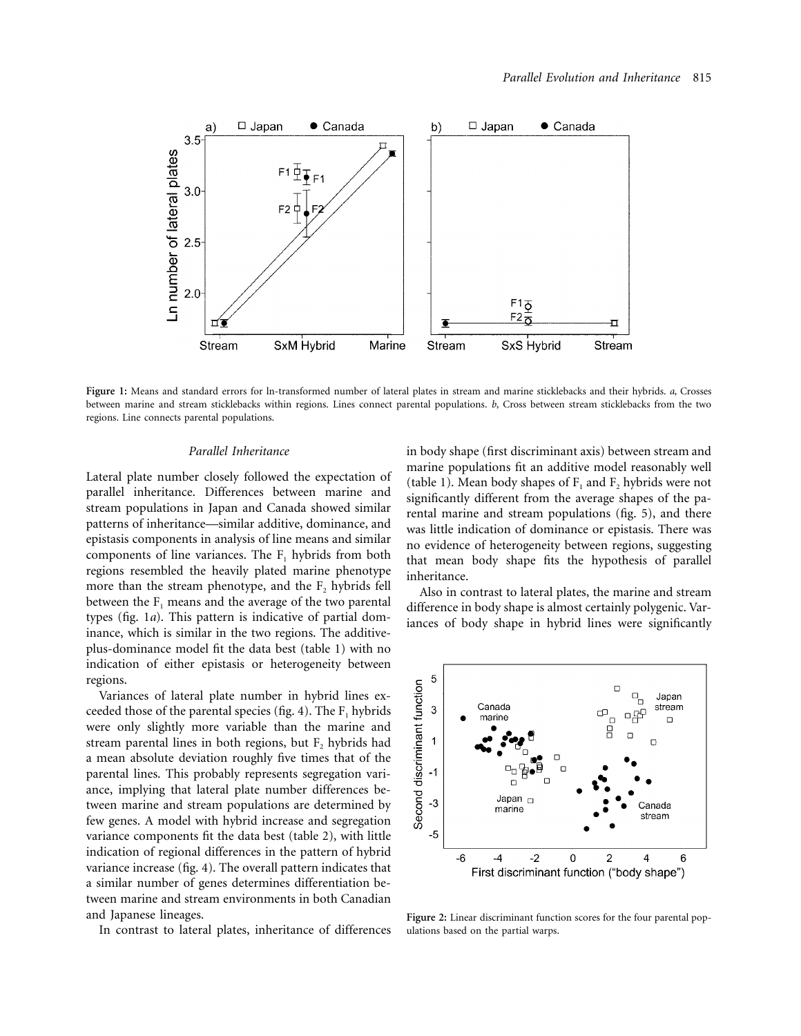Figure 1: Means and standard errors for ln-transformed number of lateral plates in stream and marine sticklebacks and their hybrids. *a*, Crosses between marine and stream sticklebacks within regions. Lines connect parental populations. *b*, Cross between stream sticklebacks from the two regions. Line connects parental populations.

### Parallel Inheritance

Lateral plate number closely followed the expectation of parallel inheritance. Differences between marine and stream populations in Japan and Canada showed similar patterns of inheritance—similar additive, dominance, and epistasis components in analysis of line means and similar components of line variances. The $F_1$ hybrids from both regions resembled the heavily plated marine phenotype more than the stream phenotype, and the $F_2$ hybrids fell between the $F_1$ means and the average of the two parental types (fig. 1*a*). This pattern is indicative of partial dominance, which is similar in the two regions. The additive-plus-dominance model fit the data best (table 1) with no indication of either epistasis or heterogeneity between regions.

Variances of lateral plate number in hybrid lines exceeded those of the parental species (fig. 4). The $F_1$ hybrids were only slightly more variable than the marine and stream parental lines in both regions, but $F_2$ hybrids had a mean absolute deviation roughly five times that of the parental lines. This probably represents segregation variance, implying that lateral plate number differences between marine and stream populations are determined by few genes. A model with hybrid increase and segregation variance components fit the data best (table 2), with little indication of regional differences in the pattern of hybrid variance increase (fig. 4). The overall pattern indicates that a similar number of genes determines differentiation between marine and stream environments in both Canadian and Japanese lineages.

In contrast to lateral plates, inheritance of differences in body shape (first discriminant axis) between stream and marine populations fit an additive model reasonably well (table 1). Mean body shapes of $F_1$ and $F_2$ hybrids were not significantly different from the average shapes of the parental marine and stream populations (fig. 5), and there was little indication of dominance or epistasis. There was no evidence of heterogeneity between regions, suggesting that mean body shape fits the hypothesis of parallel inheritance.

Also in contrast to lateral plates, the marine and stream difference in body shape is almost certainly polygenic. Variances of body shape in hybrid lines were significantly

Figure 2: Linear discriminant function scores for the four parental populations based on the partial warps.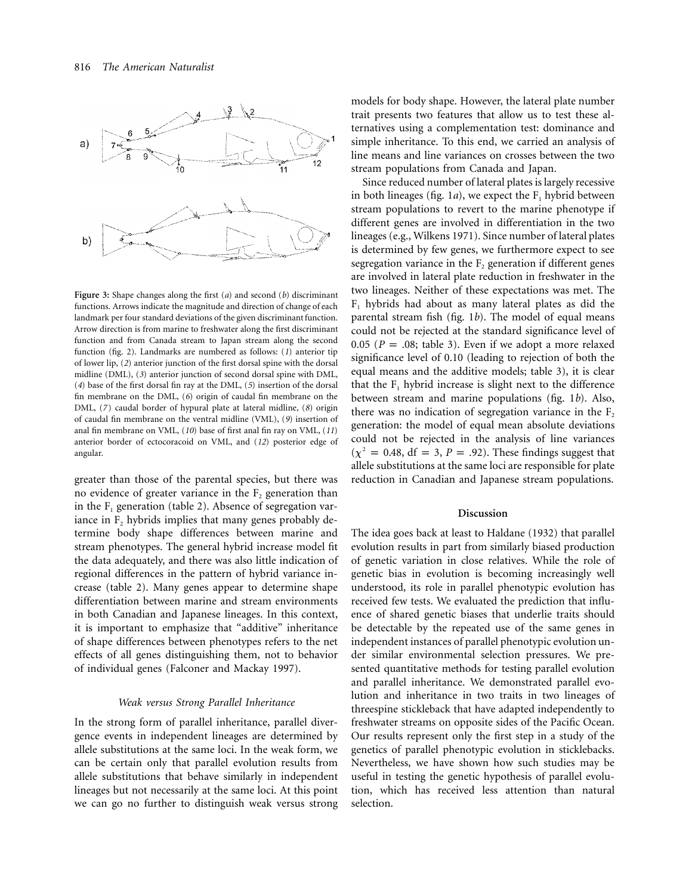**Figure 3:** Shape changes along the first (*a*) and second (*b*) discriminant functions. Arrows indicate the magnitude and direction of change of each landmark per four standard deviations of the given discriminant function. Arrow direction is from marine to freshwater along the first discriminant function and from Canada stream to Japan stream along the second function (fig. 2). Landmarks are numbered as follows: (*1*) anterior tip of lower lip, (*2*) anterior junction of the first dorsal spine with the dorsal midline (DML), (*3*) anterior junction of second dorsal spine with DML, (*4*) base of the first dorsal fin ray at the DML, (*5*) insertion of the dorsal fin membrane on the DML, (*6*) origin of caudal fin membrane on the DML, (*7*) caudal border of hypural plate at lateral midline, (*8*) origin of caudal fin membrane on the ventral midline (VML), (*9*) insertion of anal fin membrane on VML, (*10*) base of first anal fin ray on VML, (*11*) anterior border of ectocoracoid on VML, and (*12*) posterior edge of angular.

greater than those of the parental species, but there was no evidence of greater variance in the $F_2$ generation than in the $F_1$ generation (table 2). Absence of segregation variance in $F_2$ hybrids implies that many genes probably determine body shape differences between marine and stream phenotypes. The general hybrid increase model fit the data adequately, and there was also little indication of regional differences in the pattern of hybrid variance increase (table 2). Many genes appear to determine shape differentiation between marine and stream environments in both Canadian and Japanese lineages. In this context, it is important to emphasize that "additive" inheritance of shape differences between phenotypes refers to the net effects of all genes distinguishing them, not to behavior of individual genes (Falconer and Mackay 1997).

### *Weak versus Strong Parallel Inheritance*

In the strong form of parallel inheritance, parallel divergence events in independent lineages are determined by allele substitutions at the same loci. In the weak form, we can be certain only that parallel evolution results from allele substitutions that behave similarly in independent lineages but not necessarily at the same loci. At this point we can go no further to distinguish weak versus strong models for body shape. However, the lateral plate number trait presents two features that allow us to test these alternatives using a complementation test: dominance and simple inheritance. To this end, we carried an analysis of line means and line variances on crosses between the two stream populations from Canada and Japan.

Since reduced number of lateral plates is largely recessive in both lineages (fig. 1*a*), we expect the $F_1$ hybrid between stream populations to revert to the marine phenotype if different genes are involved in differentiation in the two lineages (e.g., Wilkens 1971). Since number of lateral plates is determined by few genes, we furthermore expect to see segregation variance in the $F_2$ generation if different genes are involved in lateral plate reduction in freshwater in the two lineages. Neither of these expectations was met. The $F_1$ hybrids had about as many lateral plates as did the parental stream fish (fig. 1*b*). The model of equal means could not be rejected at the standard significance level of 0.05 ($P = .08$; table 3). Even if we adopt a more relaxed significance level of 0.10 (leading to rejection of both the equal means and the additive models; table 3), it is clear that the $F_1$ hybrid increase is slight next to the difference between stream and marine populations (fig. 1*b*). Also, there was no indication of segregation variance in the $F_2$ generation: the model of equal mean absolute deviations could not be rejected in the analysis of line variances ($\chi^2 = 0.48$, $\mathrm{df} = 3$, $P = .92$). These findings suggest that allele substitutions at the same loci are responsible for plate reduction in Canadian and Japanese stream populations.

## Discussion

The idea goes back at least to Haldane (1932) that parallel evolution results in part from similarly biased production of genetic variation in close relatives. While the role of genetic bias in evolution is becoming increasingly well understood, its role in parallel phenotypic evolution has received few tests. We evaluated the prediction that influence of shared genetic biases that underlie traits should be detectable by the repeated use of the same genes in independent instances of parallel phenotypic evolution under similar environmental selection pressures. We presented quantitative methods for testing parallel evolution and parallel inheritance. We demonstrated parallel evolution and inheritance in two traits in two lineages of threespine stickleback that have adapted independently to freshwater streams on opposite sides of the Pacific Ocean. Our results represent only the first step in a study of the genetics of parallel phenotypic evolution in sticklebacks. Nevertheless, we have shown how such studies may be useful in testing the genetic hypothesis of parallel evolution, which has received less attention than natural selection.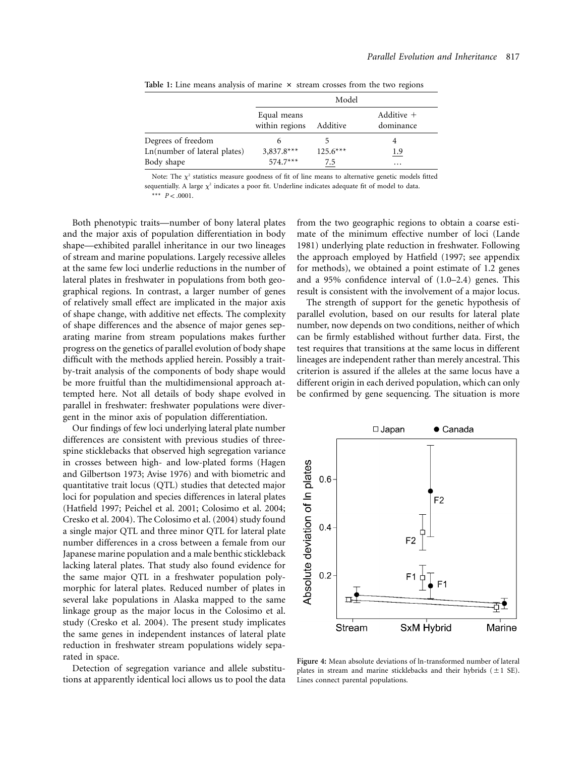**Table 1:** Line means analysis of marine × stream crosses from the two regions

| | Model | | |
|---|---|---|---|
| | Equal means within regions | Additive | Additive + dominance |
| Degrees of freedom | 6 | 5 | 4 |
| Ln(number of lateral plates) | 3,837.8*** | 125.6*** | <u>1.9</u> |
| Body shape | 574.7*** | <u>7.5</u> | … |

Note: The $\chi^2$ statistics measure goodness of fit of line means to alternative genetic models fitted sequentially. A large $\chi^2$ indicates a poor fit. Underline indicates adequate fit of model to data.

*** $P < .0001$.

Both phenotypic traits—number of bony lateral plates and the major axis of population differentiation in body shape—exhibited parallel inheritance in our two lineages of stream and marine populations. Largely recessive alleles at the same few loci underlie reductions in the number of lateral plates in freshwater in populations from both geographical regions. In contrast, a larger number of genes of relatively small effect are implicated in the major axis of shape change, with additive net effects. The complexity of shape differences and the absence of major genes separating marine from stream populations makes further progress on the genetics of parallel evolution of body shape difficult with the methods applied herein. Possibly a trait-by-trait analysis of the components of body shape would be more fruitful than the multidimensional approach attempted here. Not all details of body shape evolved in parallel in freshwater: freshwater populations were divergent in the minor axis of population differentiation.

Our findings of few loci underlying lateral plate number differences are consistent with previous studies of threespine sticklebacks that observed high segregation variance in crosses between high- and low-plated forms (Hagen and Gilbertson 1973; Avise 1976) and with biometric and quantitative trait locus (QTL) studies that detected major loci for population and species differences in lateral plates (Hatfield 1997; Peichel et al. 2001; Colosimo et al. 2004; Cresko et al. 2004). The Colosimo et al. (2004) study found a single major QTL and three minor QTL for lateral plate number differences in a cross between a female from our Japanese marine population and a male benthic stickleback lacking lateral plates. That study also found evidence for the same major QTL in a freshwater population polymorphic for lateral plates. Reduced number of plates in several lake populations in Alaska mapped to the same linkage group as the major locus in the Colosimo et al. study (Cresko et al. 2004). The present study implicates the same genes in independent instances of lateral plate reduction in freshwater stream populations widely separated in space.

Detection of segregation variance and allele substitutions at apparently identical loci allows us to pool the data from the two geographic regions to obtain a coarse estimate of the minimum effective number of loci (Lande 1981) underlying plate reduction in freshwater. Following the approach employed by Hatfield (1997; see appendix for methods), we obtained a point estimate of 1.2 genes and a 95% confidence interval of (1.0–2.4) genes. This result is consistent with the involvement of a major locus.

The strength of support for the genetic hypothesis of parallel evolution, based on our results for lateral plate number, now depends on two conditions, neither of which can be firmly established without further data. First, the test requires that transitions at the same locus in different lineages are independent rather than merely ancestral. This criterion is assured if the alleles at the same locus have a different origin in each derived population, which can only be confirmed by gene sequencing. The situation is more

□ Japan ● Canada

Absolute deviation of ln plates

0.6
0.4
0.2

F2
F2
F1
F1

Stream
SxM Hybrid
Marine

**Figure 4:** Mean absolute deviations of ln-transformed number of lateral plates in stream and marine sticklebacks and their hybrids (±1 SE). Lines connect parental populations.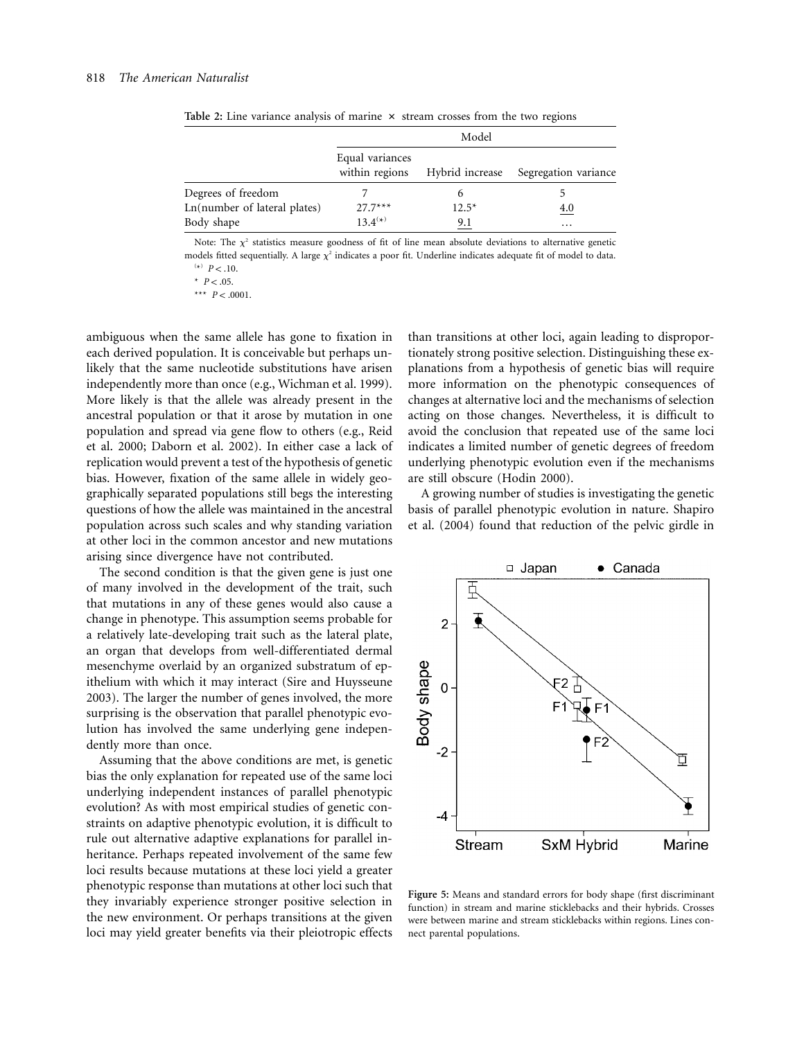**Table 2:** Line variance analysis of marine × stream crosses from the two regions

| | Model | | |
|---|---|---|---|
| | Equal variances within regions | Hybrid increase | Segregation variance |
| Degrees of freedom | 7 | 6 | 5 |
| Ln(number of lateral plates) | 27.7*** | 12.5* | <u>4.0</u> |
| Body shape | 13.4[(*)] | <u>9.1</u> | … |

Note: The $\chi^2$ statistics measure goodness of fit of line mean absolute deviations to alternative genetic models fitted sequentially. A large $\chi^2$ indicates a poor fit. Underline indicates adequate fit of model to data.

(*) $P < .10$.

* $P < .05$.

*** $P < .0001$.

ambiguous when the same allele has gone to fixation in each derived population. It is conceivable but perhaps unlikely that the same nucleotide substitutions have arisen independently more than once (e.g., Wichman et al. 1999). More likely is that the allele was already present in the ancestral population or that it arose by mutation in one population and spread via gene flow to others (e.g., Reid et al. 2000; Daborn et al. 2002). In either case a lack of replication would prevent a test of the hypothesis of genetic bias. However, fixation of the same allele in widely geographically separated populations still begs the interesting questions of how the allele was maintained in the ancestral population across such scales and why standing variation at other loci in the common ancestor and new mutations arising since divergence have not contributed.

The second condition is that the given gene is just one of many involved in the development of the trait, such that mutations in any of these genes would also cause a change in phenotype. This assumption seems probable for a relatively late-developing trait such as the lateral plate, an organ that develops from well-differentiated dermal mesenchyme overlaid by an organized substratum of epithelium with which it may interact (Sire and Huysseune 2003). The larger the number of genes involved, the more surprising is the observation that parallel phenotypic evolution has involved the same underlying gene independently more than once.

Assuming that the above conditions are met, is genetic bias the only explanation for repeated use of the same loci underlying independent instances of parallel phenotypic evolution? As with most empirical studies of genetic constraints on adaptive phenotypic evolution, it is difficult to rule out alternative adaptive explanations for parallel inheritance. Perhaps repeated involvement of the same few loci results because mutations at these loci yield a greater phenotypic response than mutations at other loci such that they invariably experience stronger positive selection in the new environment. Or perhaps transitions at the given loci may yield greater benefits via their pleiotropic effects than transitions at other loci, again leading to disproportionately strong positive selection. Distinguishing these explanations from a hypothesis of genetic bias will require more information on the phenotypic consequences of changes at alternative loci and the mechanisms of selection acting on those changes. Nevertheless, it is difficult to avoid the conclusion that repeated use of the same loci indicates a limited number of genetic degrees of freedom underlying phenotypic evolution even if the mechanisms are still obscure (Hodin 2000).

A growing number of studies is investigating the genetic basis of parallel phenotypic evolution in nature. Shapiro et al. (2004) found that reduction of the pelvic girdle in

□ Japan ● Canada

Body shape

2
0
-2
-4

F2 F1 F1 F2

Stream SxM Hybrid Marine

**Figure 5:** Means and standard errors for body shape (first discriminant function) in stream and marine sticklebacks and their hybrids. Crosses were between marine and stream sticklebacks within regions. Lines connect parental populations.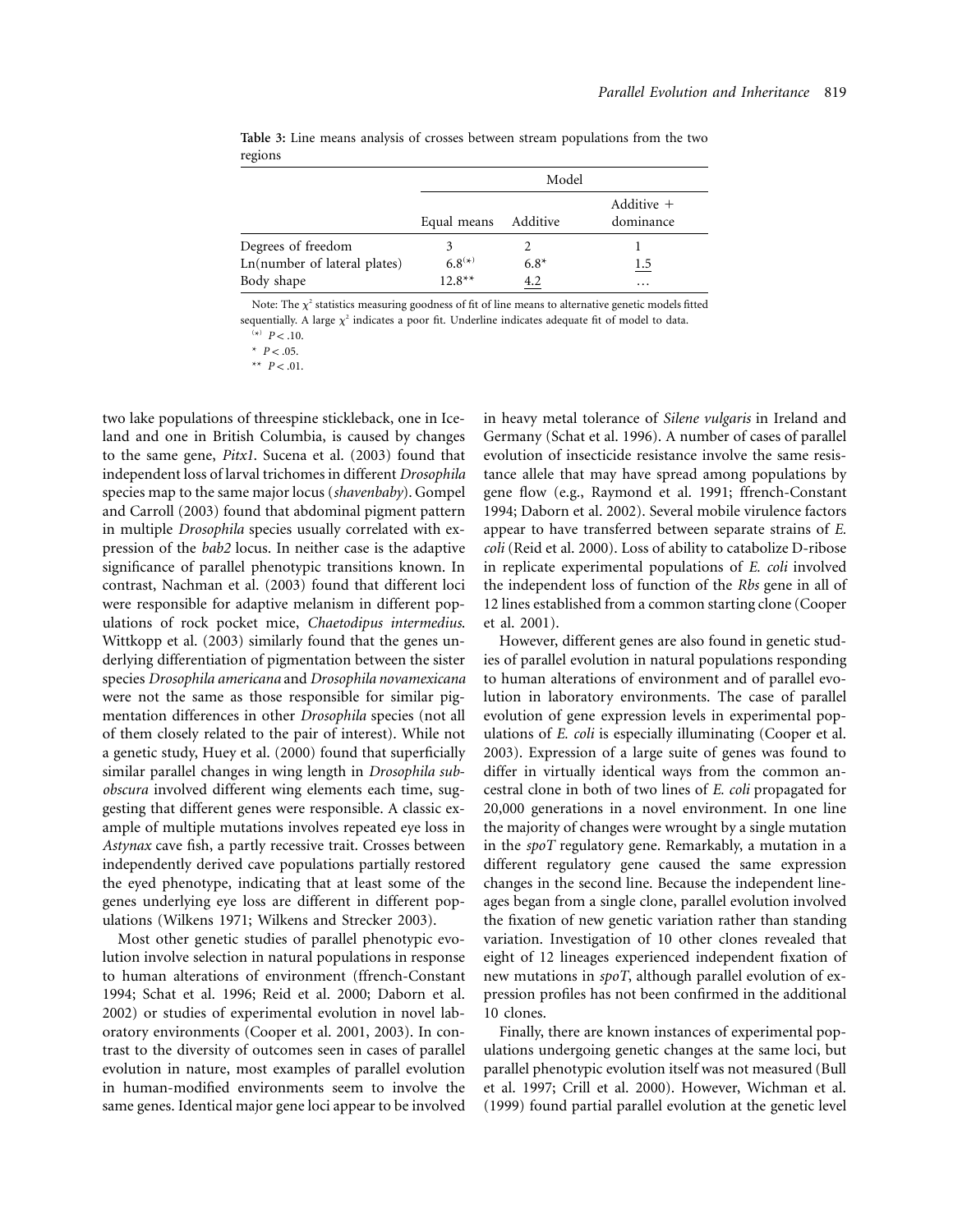**Table 3:** Line means analysis of crosses between stream populations from the two regions

| | Model | | |
|---|---|---|---|
| | Equal means | Additive | Additive + dominance |
| Degrees of freedom | 3 | 2 | 1 |
| Ln(number of lateral plates) | $6.8^{(*)}$ | $6.8^{*}$ | <u>1.5</u> |
| Body shape | $12.8^{**}$ | <u>4.2</u> | … |

Note: The $\chi^2$ statistics measuring goodness of fit of line means to alternative genetic models fitted sequentially. A large $\chi^2$ indicates a poor fit. Underline indicates adequate fit of model to data.

$^{(*)}$ $P < .10$.

$^{*}$ $P < .05$.

$^{**}$ $P < .01$.

two lake populations of threespine stickleback, one in Iceland and one in British Columbia, is caused by changes to the same gene, *Pitx1*. Sucena et al. (2003) found that independent loss of larval trichomes in different *Drosophila* species map to the same major locus (*shavenbaby*). Gompel and Carroll (2003) found that abdominal pigment pattern in multiple *Drosophila* species usually correlated with expression of the *bab2* locus. In neither case is the adaptive significance of parallel phenotypic transitions known. In contrast, Nachman et al. (2003) found that different loci were responsible for adaptive melanism in different populations of rock pocket mice, *Chaetodipus intermedius*. Wittkopp et al. (2003) similarly found that the genes underlying differentiation of pigmentation between the sister species *Drosophila americana* and *Drosophila novamexicana* were not the same as those responsible for similar pigmentation differences in other *Drosophila* species (not all of them closely related to the pair of interest). While not a genetic study, Huey et al. (2000) found that superficially similar parallel changes in wing length in *Drosophila subobscura* involved different wing elements each time, suggesting that different genes were responsible. A classic example of multiple mutations involves repeated eye loss in *Astynax* cave fish, a partly recessive trait. Crosses between independently derived cave populations partially restored the eyed phenotype, indicating that at least some of the genes underlying eye loss are different in different populations (Wilkens 1971; Wilkens and Strecker 2003).

Most other genetic studies of parallel phenotypic evolution involve selection in natural populations in response to human alterations of environment (ffrench-Constant 1994; Schat et al. 1996; Reid et al. 2000; Daborn et al. 2002) or studies of experimental evolution in novel laboratory environments (Cooper et al. 2001, 2003). In contrast to the diversity of outcomes seen in cases of parallel evolution in nature, most examples of parallel evolution in human-modified environments seem to involve the same genes. Identical major gene loci appear to be involved in heavy metal tolerance of *Silene vulgaris* in Ireland and Germany (Schat et al. 1996). A number of cases of parallel evolution of insecticide resistance involve the same resistance allele that may have spread among populations by gene flow (e.g., Raymond et al. 1991; ffrench-Constant 1994; Daborn et al. 2002). Several mobile virulence factors appear to have transferred between separate strains of *E. coli* (Reid et al. 2000). Loss of ability to catabolize D-ribose in replicate experimental populations of *E. coli* involved the independent loss of function of the *Rbs* gene in all of 12 lines established from a common starting clone (Cooper et al. 2001).

However, different genes are also found in genetic studies of parallel evolution in natural populations responding to human alterations of environment and of parallel evolution in laboratory environments. The case of parallel evolution of gene expression levels in experimental populations of *E. coli* is especially illuminating (Cooper et al. 2003). Expression of a large suite of genes was found to differ in virtually identical ways from the common ancestral clone in both of two lines of *E. coli* propagated for 20,000 generations in a novel environment. In one line the majority of changes were wrought by a single mutation in the *spoT* regulatory gene. Remarkably, a mutation in a different regulatory gene caused the same expression changes in the second line. Because the independent lineages began from a single clone, parallel evolution involved the fixation of new genetic variation rather than standing variation. Investigation of 10 other clones revealed that eight of 12 lineages experienced independent fixation of new mutations in *spoT*, although parallel evolution of expression profiles has not been confirmed in the additional 10 clones.

Finally, there are known instances of experimental populations undergoing genetic changes at the same loci, but parallel phenotypic evolution itself was not measured (Bull et al. 1997; Crill et al. 2000). However, Wichman et al. (1999) found partial parallel evolution at the genetic level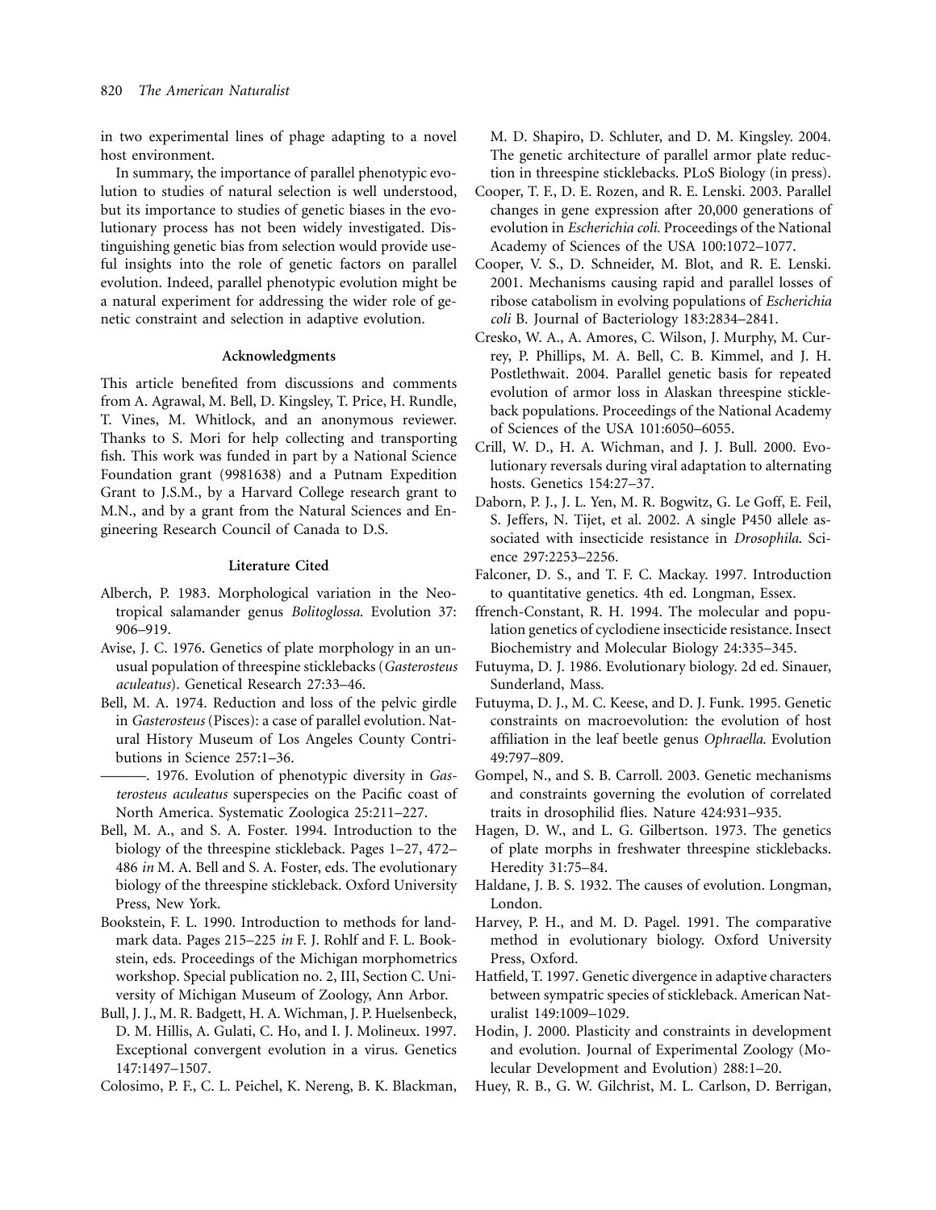in two experimental lines of phage adapting to a novel host environment.

In summary, the importance of parallel phenotypic evolution to studies of natural selection is well understood, but its importance to studies of genetic biases in the evolutionary process has not been widely investigated. Distinguishing genetic bias from selection would provide useful insights into the role of genetic factors on parallel evolution. Indeed, parallel phenotypic evolution might be a natural experiment for addressing the wider role of genetic constraint and selection in adaptive evolution.

## Acknowledgments

This article benefited from discussions and comments from A. Agrawal, M. Bell, D. Kingsley, T. Price, H. Rundle, T. Vines, M. Whitlock, and an anonymous reviewer. Thanks to S. Mori for help collecting and transporting fish. This work was funded in part by a National Science Foundation grant (9981638) and a Putnam Expedition Grant to J.S.M., by a Harvard College research grant to M.N., and by a grant from the Natural Sciences and Engineering Research Council of Canada to D.S.

## Literature Cited

Alberch, P. 1983. Morphological variation in the Neotropical salamander genus *Bolitoglossa.* Evolution 37: 906–919.

Avise, J. C. 1976. Genetics of plate morphology in an unusual population of threespine sticklebacks (*Gasterosteus aculeatus*). Genetical Research 27:33–46.

Bell, M. A. 1974. Reduction and loss of the pelvic girdle in *Gasterosteus* (Pisces): a case of parallel evolution. Natural History Museum of Los Angeles County Contributions in Science 257:1–36.

———. 1976. Evolution of phenotypic diversity in *Gasterosteus aculeatus* superspecies on the Pacific coast of North America. Systematic Zoologica 25:211–227.

Bell, M. A., and S. A. Foster. 1994. Introduction to the biology of the threespine stickleback. Pages 1–27, 472–486 *in* M. A. Bell and S. A. Foster, eds. The evolutionary biology of the threespine stickleback. Oxford University Press, New York.

Bookstein, F. L. 1990. Introduction to methods for landmark data. Pages 215–225 *in* F. J. Rohlf and F. L. Bookstein, eds. Proceedings of the Michigan morphometrics workshop. Special publication no. 2, III, Section C. University of Michigan Museum of Zoology, Ann Arbor.

Bull, J. J., M. R. Badgett, H. A. Wichman, J. P. Huelsenbeck, D. M. Hillis, A. Gulati, C. Ho, and I. J. Molineux. 1997. Exceptional convergent evolution in a virus. Genetics 147:1497–1507.

Colosimo, P. F., C. L. Peichel, K. Nereng, B. K. Blackman, M. D. Shapiro, D. Schluter, and D. M. Kingsley. 2004. The genetic architecture of parallel armor plate reduction in threespine sticklebacks. PLoS Biology (in press).

Cooper, T. F., D. E. Rozen, and R. E. Lenski. 2003. Parallel changes in gene expression after 20,000 generations of evolution in *Escherichia coli.* Proceedings of the National Academy of Sciences of the USA 100:1072–1077.

Cooper, V. S., D. Schneider, M. Blot, and R. E. Lenski. 2001. Mechanisms causing rapid and parallel losses of ribose catabolism in evolving populations of *Escherichia coli* B. Journal of Bacteriology 183:2834–2841.

Cresko, W. A., A. Amores, C. Wilson, J. Murphy, M. Currey, P. Phillips, M. A. Bell, C. B. Kimmel, and J. H. Postlethwait. 2004. Parallel genetic basis for repeated evolution of armor loss in Alaskan threespine stickleback populations. Proceedings of the National Academy of Sciences of the USA 101:6050–6055.

Crill, W. D., H. A. Wichman, and J. J. Bull. 2000. Evolutionary reversals during viral adaptation to alternating hosts. Genetics 154:27–37.

Daborn, P. J., J. L. Yen, M. R. Bogwitz, G. Le Goff, E. Feil, S. Jeffers, N. Tijet, et al. 2002. A single P450 allele associated with insecticide resistance in *Drosophila.* Science 297:2253–2256.

Falconer, D. S., and T. F. C. Mackay. 1997. Introduction to quantitative genetics. 4th ed. Longman, Essex.

ffrench-Constant, R. H. 1994. The molecular and population genetics of cyclodiene insecticide resistance. Insect Biochemistry and Molecular Biology 24:335–345.

Futuyma, D. J. 1986. Evolutionary biology. 2d ed. Sinauer, Sunderland, Mass.

Futuyma, D. J., M. C. Keese, and D. J. Funk. 1995. Genetic constraints on macroevolution: the evolution of host affiliation in the leaf beetle genus *Ophraella.* Evolution 49:797–809.

Gompel, N., and S. B. Carroll. 2003. Genetic mechanisms and constraints governing the evolution of correlated traits in drosophilid flies. Nature 424:931–935.

Hagen, D. W., and L. G. Gilbertson. 1973. The genetics of plate morphs in freshwater threespine sticklebacks. Heredity 31:75–84.

Haldane, J. B. S. 1932. The causes of evolution. Longman, London.

Harvey, P. H., and M. D. Pagel. 1991. The comparative method in evolutionary biology. Oxford University Press, Oxford.

Hatfield, T. 1997. Genetic divergence in adaptive characters between sympatric species of stickleback. American Naturalist 149:1009–1029.

Hodin, J. 2000. Plasticity and constraints in development and evolution. Journal of Experimental Zoology (Molecular Development and Evolution) 288:1–20.

Huey, R. B., G. W. Gilchrist, M. L. Carlson, D. Berrigan,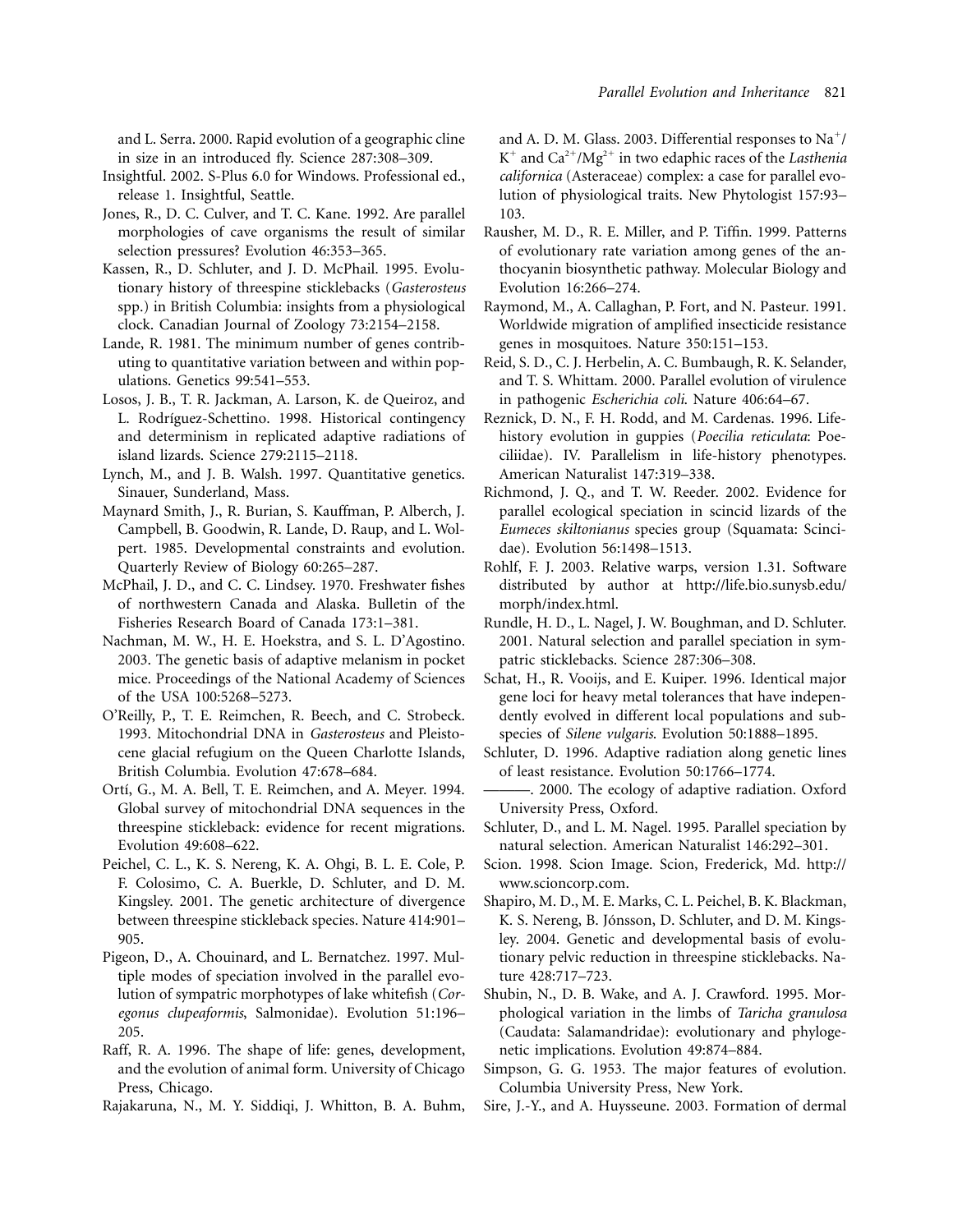and L. Serra. 2000. Rapid evolution of a geographic cline in size in an introduced fly. Science 287:308–309.

Insightful. 2002. S-Plus 6.0 for Windows. Professional ed., release 1. Insightful, Seattle.

Jones, R., D. C. Culver, and T. C. Kane. 1992. Are parallel morphologies of cave organisms the result of similar selection pressures? Evolution 46:353–365.

Kassen, R., D. Schluter, and J. D. McPhail. 1995. Evolutionary history of threespine sticklebacks (*Gasterosteus* spp.) in British Columbia: insights from a physiological clock. Canadian Journal of Zoology 73:2154–2158.

Lande, R. 1981. The minimum number of genes contributing to quantitative variation between and within populations. Genetics 99:541–553.

Losos, J. B., T. R. Jackman, A. Larson, K. de Queiroz, and L. Rodríguez-Schettino. 1998. Historical contingency and determinism in replicated adaptive radiations of island lizards. Science 279:2115–2118.

Lynch, M., and J. B. Walsh. 1997. Quantitative genetics. Sinauer, Sunderland, Mass.

Maynard Smith, J., R. Burian, S. Kauffman, P. Alberch, J. Campbell, B. Goodwin, R. Lande, D. Raup, and L. Wolpert. 1985. Developmental constraints and evolution. Quarterly Review of Biology 60:265–287.

McPhail, J. D., and C. C. Lindsey. 1970. Freshwater fishes of northwestern Canada and Alaska. Bulletin of the Fisheries Research Board of Canada 173:1–381.

Nachman, M. W., H. E. Hoekstra, and S. L. D'Agostino. 2003. The genetic basis of adaptive melanism in pocket mice. Proceedings of the National Academy of Sciences of the USA 100:5268–5273.

O'Reilly, P., T. E. Reimchen, R. Beech, and C. Strobeck. 1993. Mitochondrial DNA in *Gasterosteus* and Pleistocene glacial refugium on the Queen Charlotte Islands, British Columbia. Evolution 47:678–684.

Ortí, G., M. A. Bell, T. E. Reimchen, and A. Meyer. 1994. Global survey of mitochondrial DNA sequences in the threespine stickleback: evidence for recent migrations. Evolution 49:608–622.

Peichel, C. L., K. S. Nereng, K. A. Ohgi, B. L. E. Cole, P. F. Colosimo, C. A. Buerkle, D. Schluter, and D. M. Kingsley. 2001. The genetic architecture of divergence between threespine stickleback species. Nature 414:901–905.

Pigeon, D., A. Chouinard, and L. Bernatchez. 1997. Multiple modes of speciation involved in the parallel evolution of sympatric morphotypes of lake whitefish (*Coregonus clupeaformis*, Salmonidae). Evolution 51:196–205.

Raff, R. A. 1996. The shape of life: genes, development, and the evolution of animal form. University of Chicago Press, Chicago.

Rajakaruna, N., M. Y. Siddiqi, J. Whitton, B. A. Buhm, and A. D. M. Glass. 2003. Differential responses to $Na^+$/$K^+$ and $Ca^{2+}$/$Mg^{2+}$ in two edaphic races of the *Lasthenia californica* (Asteraceae) complex: a case for parallel evolution of physiological traits. New Phytologist 157:93–103.

Rausher, M. D., R. E. Miller, and P. Tiffin. 1999. Patterns of evolutionary rate variation among genes of the anthocyanin biosynthetic pathway. Molecular Biology and Evolution 16:266–274.

Raymond, M., A. Callaghan, P. Fort, and N. Pasteur. 1991. Worldwide migration of amplified insecticide resistance genes in mosquitoes. Nature 350:151–153.

Reid, S. D., C. J. Herbelin, A. C. Bumbaugh, R. K. Selander, and T. S. Whittam. 2000. Parallel evolution of virulence in pathogenic *Escherichia coli*. Nature 406:64–67.

Reznick, D. N., F. H. Rodd, and M. Cardenas. 1996. Life-history evolution in guppies (*Poecilia reticulata*: Poeciliidae). IV. Parallelism in life-history phenotypes. American Naturalist 147:319–338.

Richmond, J. Q., and T. W. Reeder. 2002. Evidence for parallel ecological speciation in scincid lizards of the *Eumeces skiltonianus* species group (Squamata: Scincidae). Evolution 56:1498–1513.

Rohlf, F. J. 2003. Relative warps, version 1.31. Software distributed by author at http://life.bio.sunysb.edu/morph/index.html.

Rundle, H. D., L. Nagel, J. W. Boughman, and D. Schluter. 2001. Natural selection and parallel speciation in sympatric sticklebacks. Science 287:306–308.

Schat, H., R. Vooijs, and E. Kuiper. 1996. Identical major gene loci for heavy metal tolerances that have independently evolved in different local populations and subspecies of *Silene vulgaris*. Evolution 50:1888–1895.

Schluter, D. 1996. Adaptive radiation along genetic lines of least resistance. Evolution 50:1766–1774.

———. 2000. The ecology of adaptive radiation. Oxford University Press, Oxford.

Schluter, D., and L. M. Nagel. 1995. Parallel speciation by natural selection. American Naturalist 146:292–301.

Scion. 1998. Scion Image. Scion, Frederick, Md. http://www.scioncorp.com.

Shapiro, M. D., M. E. Marks, C. L. Peichel, B. K. Blackman, K. S. Nereng, B. Jónsson, D. Schluter, and D. M. Kingsley. 2004. Genetic and developmental basis of evolutionary pelvic reduction in threespine sticklebacks. Nature 428:717–723.

Shubin, N., D. B. Wake, and A. J. Crawford. 1995. Morphological variation in the limbs of *Taricha granulosa* (Caudata: Salamandridae): evolutionary and phylogenetic implications. Evolution 49:874–884.

Simpson, G. G. 1953. The major features of evolution. Columbia University Press, New York.

Sire, J.-Y., and A. Huysseune. 2003. Formation of dermal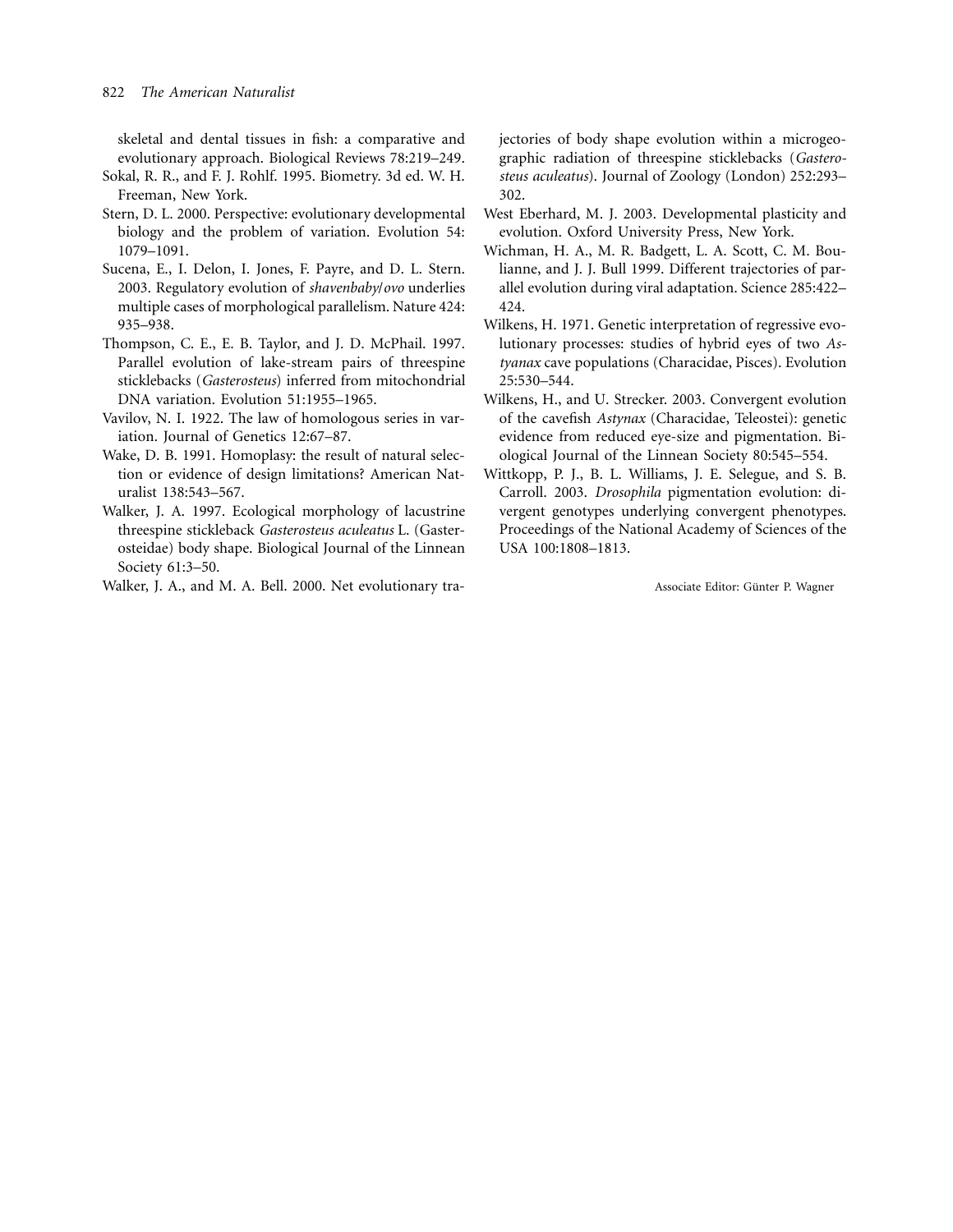skeletal and dental tissues in fish: a comparative and evolutionary approach. Biological Reviews 78:219–249.

Sokal, R. R., and F. J. Rohlf. 1995. Biometry. 3d ed. W. H. Freeman, New York.

Stern, D. L. 2000. Perspective: evolutionary developmental biology and the problem of variation. Evolution 54: 1079–1091.

Sucena, E., I. Delon, I. Jones, F. Payre, and D. L. Stern. 2003. Regulatory evolution of *shavenbaby/ovo* underlies multiple cases of morphological parallelism. Nature 424: 935–938.

Thompson, C. E., E. B. Taylor, and J. D. McPhail. 1997. Parallel evolution of lake-stream pairs of threespine sticklebacks (*Gasterosteus*) inferred from mitochondrial DNA variation. Evolution 51:1955–1965.

Vavilov, N. I. 1922. The law of homologous series in variation. Journal of Genetics 12:67–87.

Wake, D. B. 1991. Homoplasy: the result of natural selection or evidence of design limitations? American Naturalist 138:543–567.

Walker, J. A. 1997. Ecological morphology of lacustrine threespine stickleback *Gasterosteus aculeatus* L. (Gasterosteidae) body shape. Biological Journal of the Linnean Society 61:3–50.

Walker, J. A., and M. A. Bell. 2000. Net evolutionary trajectories of body shape evolution within a microgeographic radiation of threespine sticklebacks (*Gasterosteus aculeatus*). Journal of Zoology (London) 252:293–302.

West Eberhard, M. J. 2003. Developmental plasticity and evolution. Oxford University Press, New York.

Wichman, H. A., M. R. Badgett, L. A. Scott, C. M. Boulianne, and J. J. Bull 1999. Different trajectories of parallel evolution during viral adaptation. Science 285:422–424.

Wilkens, H. 1971. Genetic interpretation of regressive evolutionary processes: studies of hybrid eyes of two *Astyanax* cave populations (Characidae, Pisces). Evolution 25:530–544.

Wilkens, H., and U. Strecker. 2003. Convergent evolution of the cavefish *Astynax* (Characidae, Teleostei): genetic evidence from reduced eye-size and pigmentation. Biological Journal of the Linnean Society 80:545–554.

Wittkopp, P. J., B. L. Williams, J. E. Selegue, and S. B. Carroll. 2003. *Drosophila* pigmentation evolution: divergent genotypes underlying convergent phenotypes. Proceedings of the National Academy of Sciences of the USA 100:1808–1813.

Associate Editor: Günter P. Wagner